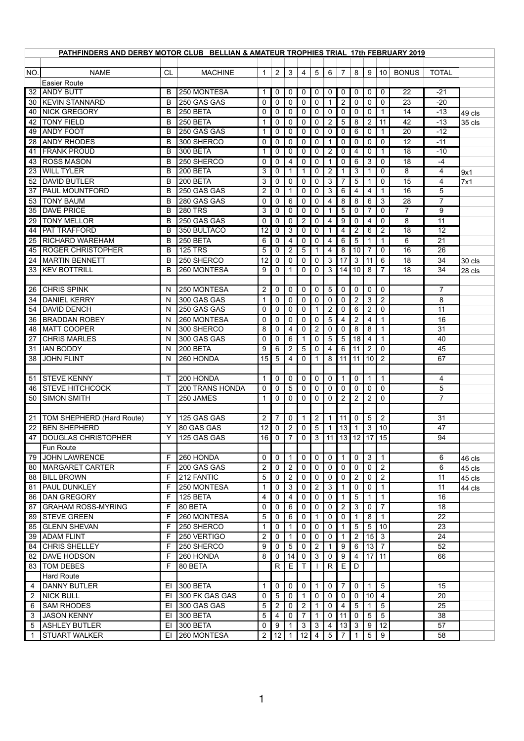## PATHFINDERS AND DERBY MOTOR CLUB BELLIAN & AMATEUR TROPHIES TRIAL 17th FEBRUARY 2019

| NO. | NAME | CL | MACHINE | 1 | 2 | 3 | 4 | 5 | 6 | 7 | 8 | 9 | 10 | BONUS | TOTAL | |
|---|---|---|---|---|---|---|---|---|---|---|---|---|---|---|---|---|
| | Easier Route | | | | | | | | | | | | | | | |
| 32 | ANDY BUTT | B | 250 MONTESA | 1 | 0 | 0 | 0 | 0 | 0 | 0 | 0 | 0 | 0 | 22 | -21 | |
| 30 | KEVIN STANNARD | B | 250 GAS GAS | 0 | 0 | 0 | 0 | 0 | 1 | 2 | 0 | 0 | 0 | 23 | -20 | |
| 40 | NICK GREGORY | B | 250 BETA | 0 | 0 | 0 | 0 | 0 | 0 | 0 | 0 | 0 | 1 | 14 | -13 | 49 cls |
| 42 | TONY FIELD | B | 250 BETA | 1 | 0 | 0 | 0 | 0 | 2 | 5 | 8 | 2 | 11 | 42 | -13 | 35 cls |
| 49 | ANDY FOOT | B | 250 GAS GAS | 1 | 0 | 0 | 0 | 0 | 0 | 0 | 6 | 0 | 1 | 20 | -12 | |
| 28 | ANDY RHODES | B | 300 SHERCO | 0 | 0 | 0 | 0 | 0 | 1 | 0 | 0 | 0 | 0 | 12 | -11 | |
| 41 | FRANK PROUD | B | 300 BETA | 1 | 0 | 0 | 0 | 0 | 2 | 0 | 4 | 0 | 1 | 18 | -10 | |
| 43 | ROSS MASON | B | 250 SHERCO | 0 | 0 | 4 | 0 | 0 | 1 | 0 | 6 | 3 | 0 | 18 | -4 | |
| 23 | WILL TYLER | B | 200 BETA | 3 | 0 | 1 | 1 | 0 | 2 | 1 | 3 | 1 | 0 | 8 | 4 | 9x1 |
| 52 | DAVID BUTLER | B | 200 BETA | 3 | 0 | 0 | 0 | 0 | 3 | 7 | 5 | 1 | 0 | 15 | 4 | 7x1 |
| 37 | PAUL MOUNTFORD | B | 250 GAS GAS | 2 | 0 | 1 | 0 | 0 | 3 | 6 | 4 | 4 | 1 | 16 | 5 | |
| 53 | TONY BAUM | B | 280 GAS GAS | 0 | 0 | 6 | 0 | 0 | 4 | 8 | 8 | 6 | 3 | 28 | 7 | |
| 35 | DAVE PRICE | B | 280 TRS | 3 | 0 | 0 | 0 | 0 | 1 | 5 | 0 | 7 | 0 | 7 | 9 | |
| 29 | TONY MELLOR | B | 250 GAS GAS | 0 | 0 | 0 | 2 | 0 | 4 | 9 | 0 | 4 | 0 | 8 | 11 | |
| 44 | PAT TRAFFORD | B | 350 BULTACO | 12 | 0 | 3 | 0 | 0 | 1 | 4 | 2 | 6 | 2 | 18 | 12 | |
| 25 | RICHARD WAREHAM | B | 250 BETA | 6 | 0 | 4 | 0 | 0 | 4 | 6 | 5 | 1 | 1 | 6 | 21 | |
| 45 | ROGER CHRISTOPHER | B | 125 TRS | 5 | 0 | 2 | 5 | 1 | 4 | 8 | 10 | 7 | 0 | 16 | 26 | |
| 24 | MARTIN BENNETT | B | 250 SHERCO | 12 | 0 | 0 | 0 | 0 | 3 | 17 | 3 | 11 | 6 | 18 | 34 | 30 cls |
| 33 | KEV BOTTRILL | B | 260 MONTESA | 9 | 0 | 1 | 0 | 0 | 3 | 14 | 10 | 8 | 7 | 18 | 34 | 28 cls |
| | | | | | | | | | | | | | | | | |
| 26 | CHRIS SPINK | N | 250 MONTESA | 2 | 0 | 0 | 0 | 0 | 5 | 0 | 0 | 0 | 0 | | 7 | |
| 34 | DANIEL KERRY | N | 300 GAS GAS | 1 | 0 | 0 | 0 | 0 | 0 | 0 | 2 | 3 | 2 | | 8 | |
| 54 | DAVID DENCH | N | 250 GAS GAS | 0 | 0 | 0 | 0 | 1 | 2 | 0 | 6 | 2 | 0 | | 11 | |
| 36 | BRADDAN ROBEY | N | 260 MONTESA | 0 | 0 | 0 | 0 | 0 | 5 | 4 | 2 | 4 | 1 | | 16 | |
| 48 | MATT COOPER | N | 300 SHERCO | 8 | 0 | 4 | 0 | 2 | 0 | 0 | 8 | 8 | 1 | | 31 | |
| 27 | CHRIS MARLES | N | 300 GAS GAS | 0 | 0 | 6 | 1 | 0 | 5 | 5 | 18 | 4 | 1 | | 40 | |
| 31 | IAN BODDY | N | 200 BETA | 9 | 6 | 2 | 5 | 0 | 4 | 6 | 11 | 2 | 0 | | 45 | |
| 38 | JOHN FLINT | N | 260 HONDA | 15 | 5 | 4 | 0 | 1 | 8 | 11 | 11 | 10 | 2 | | 67 | |
| | | | | | | | | | | | | | | | | |
| 51 | STEVE KENNY | T | 200 HONDA | 1 | 0 | 0 | 0 | 0 | 0 | 1 | 0 | 1 | 1 | | 4 | |
| 46 | STEVE HITCHCOCK | T | 200 TRANS HONDA | 0 | 0 | 5 | 0 | 0 | 0 | 0 | 0 | 0 | 0 | | 5 | |
| 50 | SIMON SMITH | T | 250 JAMES | 1 | 0 | 0 | 0 | 0 | 0 | 2 | 2 | 2 | 0 | | 7 | |
| | | | | | | | | | | | | | | | | |
| 21 | TOM SHEPHERD (Hard Route) | Y | 125 GAS GAS | 2 | 7 | 0 | 1 | 2 | 1 | 11 | 0 | 5 | 2 | | 31 | |
| 22 | BEN SHEPHERD | Y | 80 GAS GAS | 12 | 0 | 2 | 0 | 5 | 1 | 13 | 1 | 3 | 10 | | 47 | |
| 47 | DOUGLAS CHRISTOPHER | Y | 125 GAS GAS | 16 | 0 | 7 | 0 | 3 | 11 | 13 | 12 | 17 | 15 | | 94 | |
| | Fun Route | | | | | | | | | | | | | | | |
| 79 | JOHN LAWRENCE | F | 260 HONDA | 0 | 0 | 1 | 0 | 0 | 0 | 1 | 0 | 3 | 1 | | 6 | 46 cls |
| 80 | MARGARET CARTER | F | 200 GAS GAS | 2 | 0 | 2 | 0 | 0 | 0 | 0 | 0 | 0 | 2 | | 6 | 45 cls |
| 88 | BILL BROWN | F | 212 FANTIC | 5 | 0 | 2 | 0 | 0 | 0 | 0 | 2 | 0 | 2 | | 11 | 45 cls |
| 81 | PAUL DUNKLEY | F | 250 MONTESA | 1 | 0 | 3 | 0 | 2 | 3 | 1 | 0 | 0 | 1 | | 11 | 44 cls |
| 86 | DAN GREGORY | F | 125 BETA | 4 | 0 | 4 | 0 | 0 | 0 | 1 | 5 | 1 | 1 | | 16 | |
| 87 | GRAHAM ROSS-MYRING | F | 80 BETA | 0 | 0 | 6 | 0 | 0 | 0 | 2 | 3 | 0 | 7 | | 18 | |
| 89 | STEVE GREEN | F | 260 MONTESA | 5 | 0 | 6 | 0 | 1 | 0 | 0 | 1 | 8 | 1 | | 22 | |
| 85 | GLENN SHEVAN | F | 250 SHERCO | 1 | 0 | 1 | 0 | 0 | 0 | 1 | 5 | 5 | 10 | | 23 | |
| 39 | ADAM FLINT | F | 250 VERTIGO | 2 | 0 | 1 | 0 | 0 | 0 | 1 | 2 | 15 | 3 | | 24 | |
| 84 | CHRIS SHELLEY | F | 250 SHERCO | 9 | 0 | 5 | 0 | 2 | 1 | 9 | 6 | 13 | 7 | | 52 | |
| 82 | DAVE HODSON | F | 260 HONDA | 8 | 0 | 14 | 0 | 3 | 0 | 9 | 4 | 17 | 11 | | 66 | |
| 83 | TOM DEBES | F | 80 BETA | | R | E | T | I | R | E | D | | | | | |
| | Hard Route | | | | | | | | | | | | | | | |
| 4 | DANNY BUTLER | EI | 300 BETA | 1 | 0 | 0 | 0 | 1 | 0 | 7 | 0 | 1 | 5 | | 15 | |
| 2 | NICK BULL | EI | 300 FK GAS GAS | 0 | 5 | 0 | 1 | 0 | 0 | 0 | 0 | 10 | 4 | | 20 | |
| 6 | SAM RHODES | EI | 300 GAS GAS | 5 | 2 | 0 | 2 | 1 | 0 | 4 | 5 | 1 | 5 | | 25 | |
| 3 | JASON KENNY | EI | 300 BETA | 5 | 4 | 0 | 7 | 1 | 0 | 11 | 0 | 5 | 5 | | 38 | |
| 5 | ASHLEY BUTLER | EI | 300 BETA | 0 | 9 | 1 | 3 | 3 | 4 | 13 | 3 | 9 | 12 | | 57 | |
| 1 | STUART WALKER | EI | 260 MONTESA | 2 | 12 | 1 | 12 | 4 | 5 | 7 | 1 | 5 | 9 | | 58 | |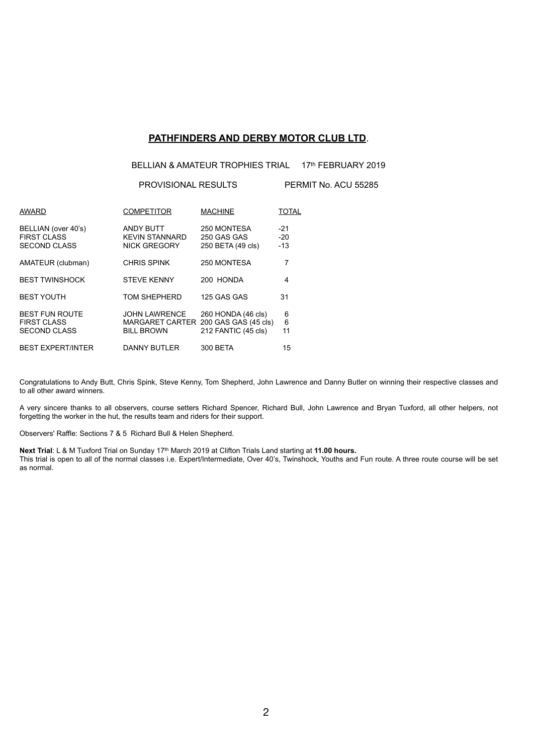## **PATHFINDERS AND DERBY MOTOR CLUB LTD**.

BELLIAN & AMATEUR TROPHIES TRIAL 17th FEBRUARY 2019

PROVISIONAL RESULTS PERMIT No. ACU 55285

| AWARD | COMPETITOR | MACHINE | TOTAL |
|---|---|---|---|
| BELLIAN (over 40's) | ANDY BUTT | 250 MONTESA | -21 |
| FIRST CLASS | KEVIN STANNARD | 250 GAS GAS | -20 |
| SECOND CLASS | NICK GREGORY | 250 BETA (49 cls) | -13 |
| AMATEUR (clubman) | CHRIS SPINK | 250 MONTESA | 7 |
| BEST TWINSHOCK | STEVE KENNY | 200 HONDA | 4 |
| BEST YOUTH | TOM SHEPHERD | 125 GAS GAS | 31 |
| BEST FUN ROUTE | JOHN LAWRENCE | 260 HONDA (46 cls) | 6 |
| FIRST CLASS | MARGARET CARTER | 200 GAS GAS (45 cls) | 6 |
| SECOND CLASS | BILL BROWN | 212 FANTIC (45 cls) | 11 |
| BEST EXPERT/INTER | DANNY BUTLER | 300 BETA | 15 |

Congratulations to Andy Butt, Chris Spink, Steve Kenny, Tom Shepherd, John Lawrence and Danny Butler on winning their respective classes and to all other award winners.

A very sincere thanks to all observers, course setters Richard Spencer, Richard Bull, John Lawrence and Bryan Tuxford, all other helpers, not forgetting the worker in the hut, the results team and riders for their support.

Observers' Raffle: Sections 7 & 5 Richard Bull & Helen Shepherd.

**Next Trial**: L & M Tuxford Trial on Sunday 17th March 2019 at Clifton Trials Land starting at **11.00 hours.**
This trial is open to all of the normal classes i.e. Expert/Intermediate, Over 40's, Twinshock, Youths and Fun route. A three route course will be set as normal.